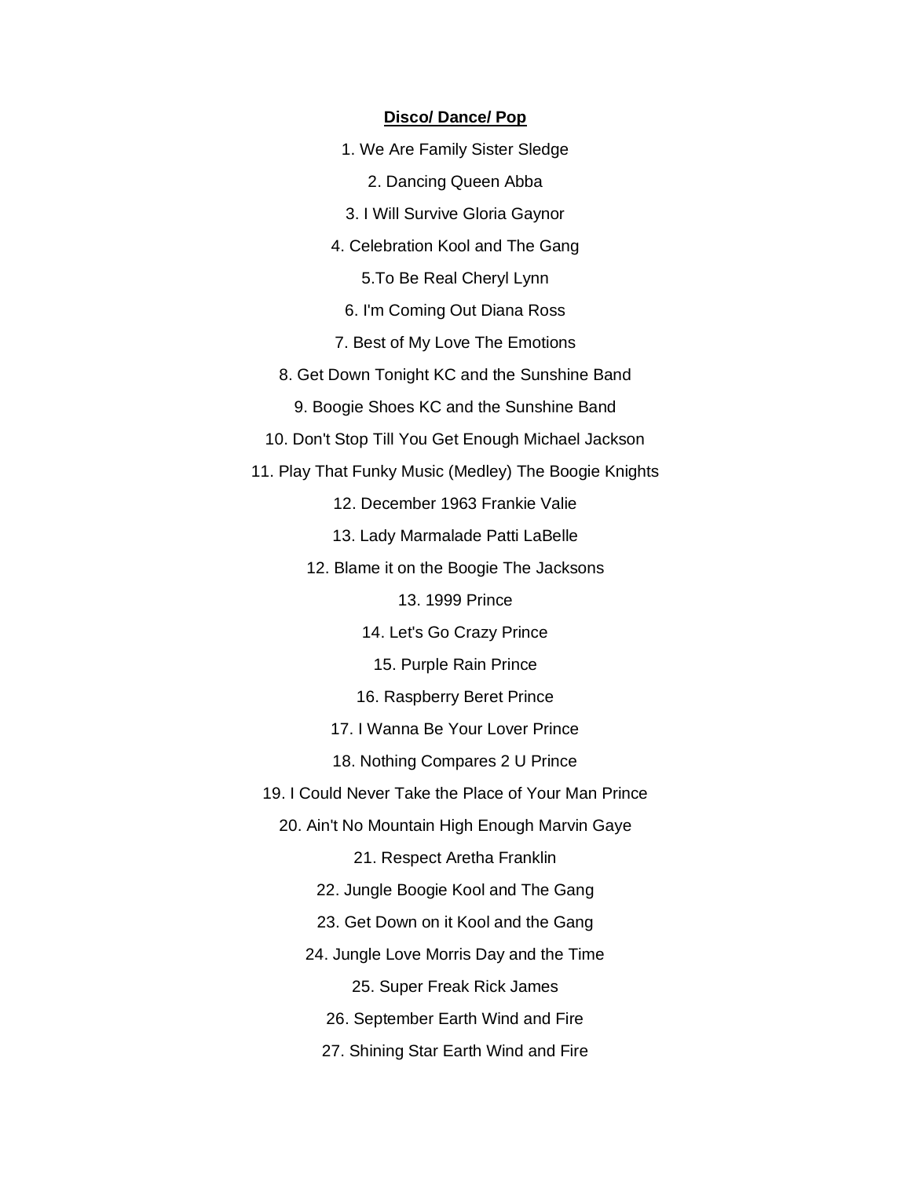**Disco/ Dance/ Pop**

1. We Are Family Sister Sledge

2. Dancing Queen Abba

3. I Will Survive Gloria Gaynor

4. Celebration Kool and The Gang

5.To Be Real Cheryl Lynn

6. I'm Coming Out Diana Ross

7. Best of My Love The Emotions

8. Get Down Tonight KC and the Sunshine Band

9. Boogie Shoes KC and the Sunshine Band

10. Don't Stop Till You Get Enough Michael Jackson

11. Play That Funky Music (Medley) The Boogie Knights

12. December 1963 Frankie Valie

13. Lady Marmalade Patti LaBelle

12. Blame it on the Boogie The Jacksons

13. 1999 Prince

14. Let's Go Crazy Prince

15. Purple Rain Prince

16. Raspberry Beret Prince

17. I Wanna Be Your Lover Prince

18. Nothing Compares 2 U Prince

19. I Could Never Take the Place of Your Man Prince

20. Ain't No Mountain High Enough Marvin Gaye

21. Respect Aretha Franklin

22. Jungle Boogie Kool and The Gang

23. Get Down on it Kool and the Gang

24. Jungle Love Morris Day and the Time

25. Super Freak Rick James

26. September Earth Wind and Fire

27. Shining Star Earth Wind and Fire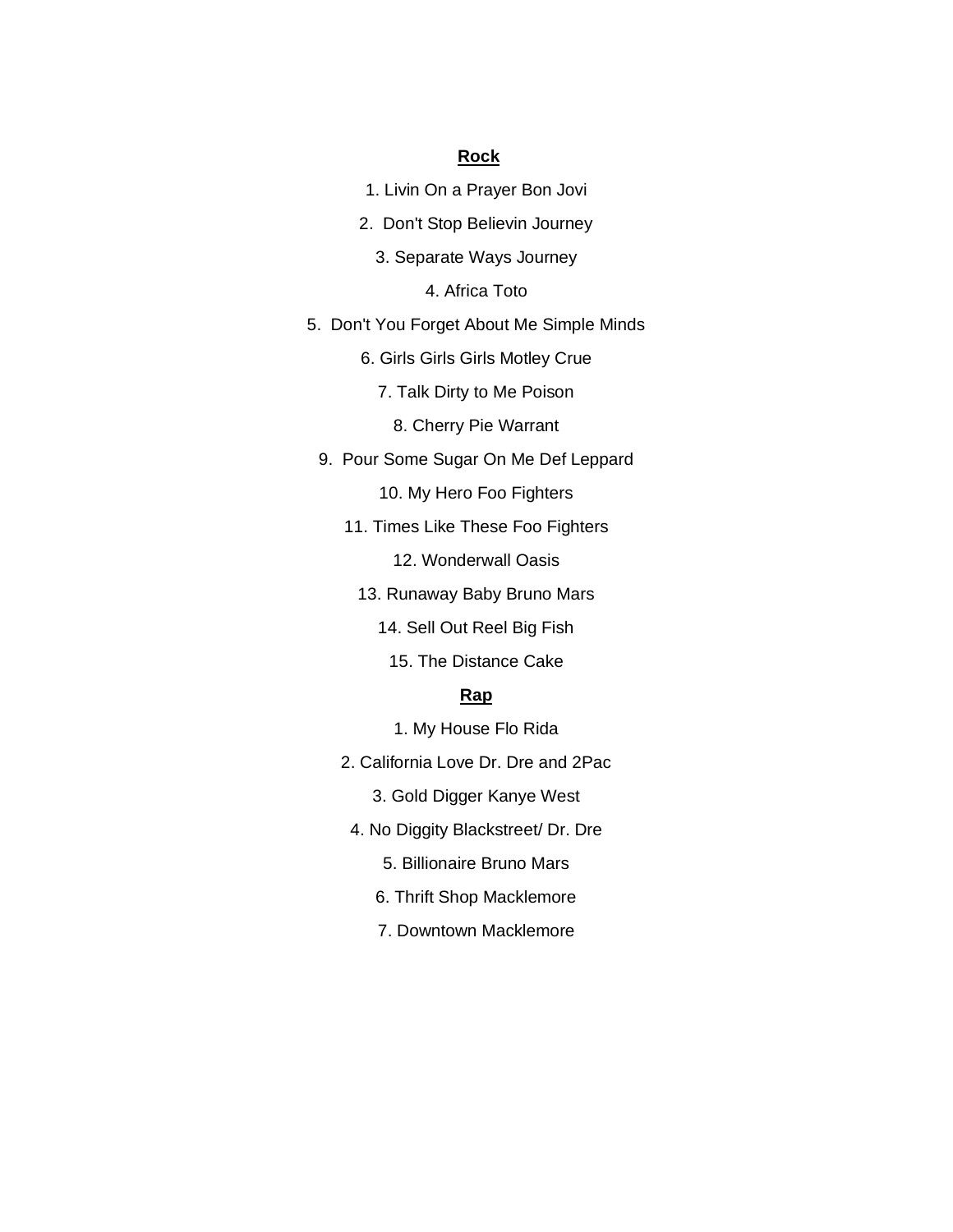## Rock

1. Livin On a Prayer Bon Jovi
2. Don't Stop Believin Journey
3. Separate Ways Journey
4. Africa Toto
5. Don't You Forget About Me Simple Minds
6. Girls Girls Girls Motley Crue
7. Talk Dirty to Me Poison
8. Cherry Pie Warrant
9. Pour Some Sugar On Me Def Leppard
10. My Hero Foo Fighters
11. Times Like These Foo Fighters
12. Wonderwall Oasis
13. Runaway Baby Bruno Mars
14. Sell Out Reel Big Fish
15. The Distance Cake

## Rap

1. My House Flo Rida
2. California Love Dr. Dre and 2Pac
3. Gold Digger Kanye West
4. No Diggity Blackstreet/ Dr. Dre
5. Billionaire Bruno Mars
6. Thrift Shop Macklemore
7. Downtown Macklemore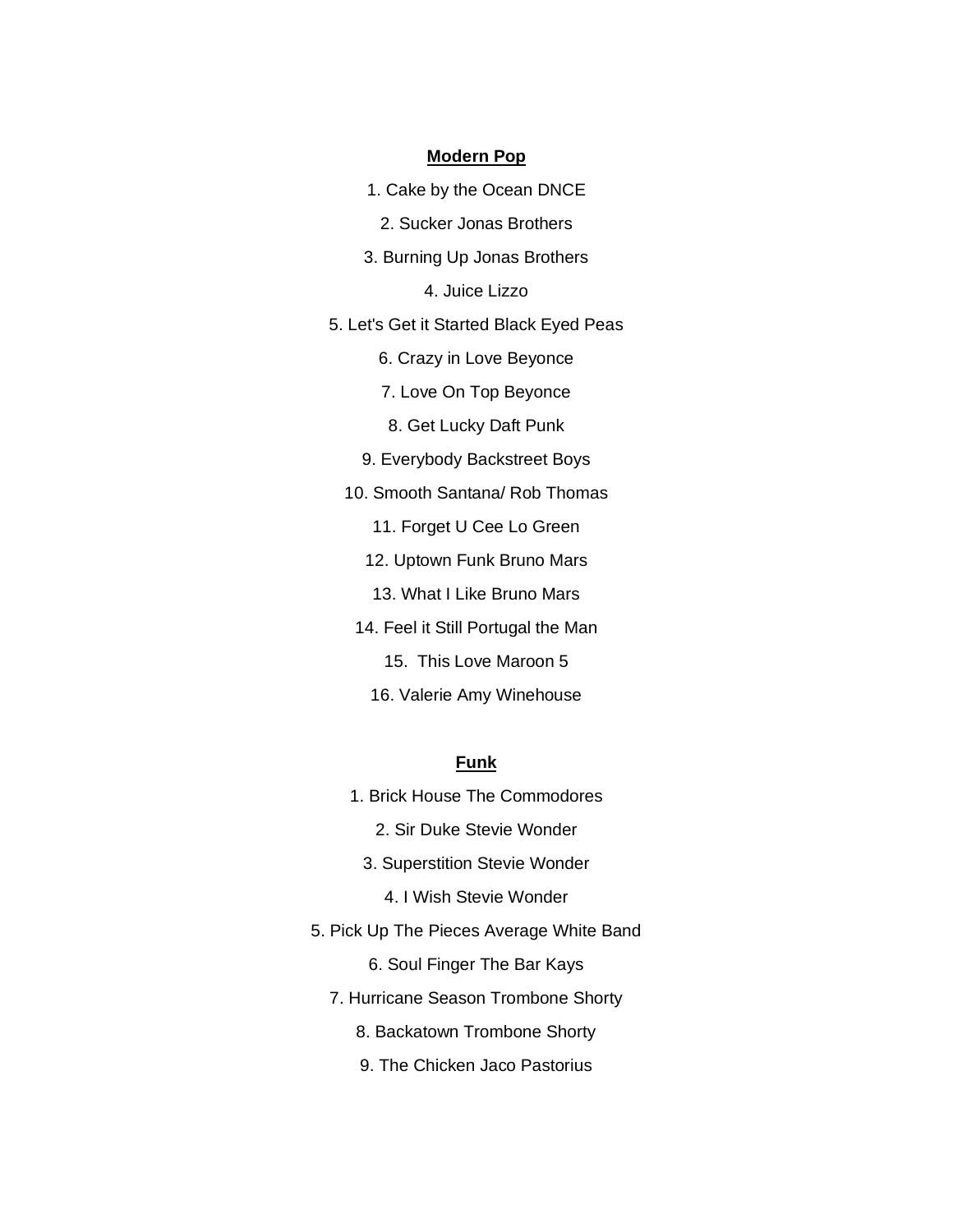**Modern Pop**

1. Cake by the Ocean DNCE
2. Sucker Jonas Brothers
3. Burning Up Jonas Brothers
4. Juice Lizzo
5. Let's Get it Started Black Eyed Peas
6. Crazy in Love Beyonce
7. Love On Top Beyonce
8. Get Lucky Daft Punk
9. Everybody Backstreet Boys
10. Smooth Santana/ Rob Thomas
11. Forget U Cee Lo Green
12. Uptown Funk Bruno Mars
13. What I Like Bruno Mars
14. Feel it Still Portugal the Man
15. This Love Maroon 5
16. Valerie Amy Winehouse

**Funk**

1. Brick House The Commodores
2. Sir Duke Stevie Wonder
3. Superstition Stevie Wonder
4. I Wish Stevie Wonder
5. Pick Up The Pieces Average White Band
6. Soul Finger The Bar Kays
7. Hurricane Season Trombone Shorty
8. Backatown Trombone Shorty
9. The Chicken Jaco Pastorius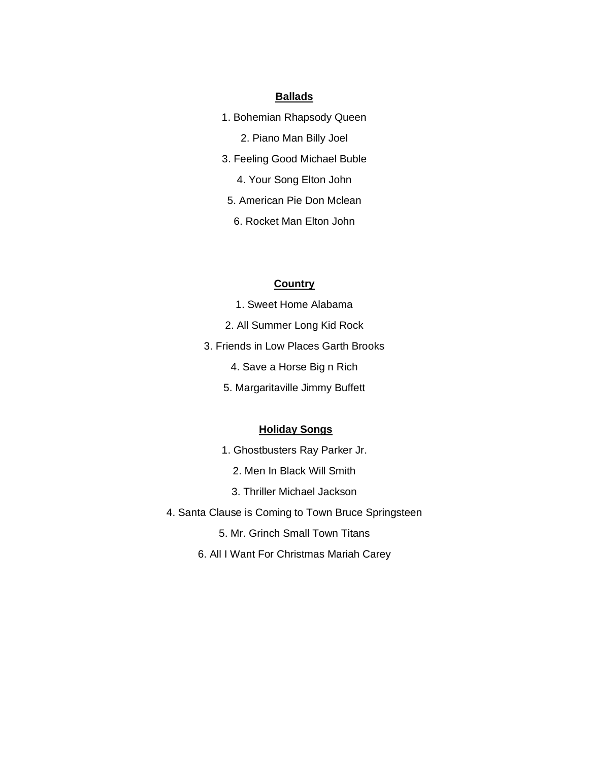**Ballads**

1. Bohemian Rhapsody Queen
2. Piano Man Billy Joel
3. Feeling Good Michael Buble
4. Your Song Elton John
5. American Pie Don Mclean
6. Rocket Man Elton John

**Country**

1. Sweet Home Alabama
2. All Summer Long Kid Rock
3. Friends in Low Places Garth Brooks
4. Save a Horse Big n Rich
5. Margaritaville Jimmy Buffett

**Holiday Songs**

1. Ghostbusters Ray Parker Jr.
2. Men In Black Will Smith
3. Thriller Michael Jackson
4. Santa Clause is Coming to Town Bruce Springsteen
5. Mr. Grinch Small Town Titans
6. All I Want For Christmas Mariah Carey